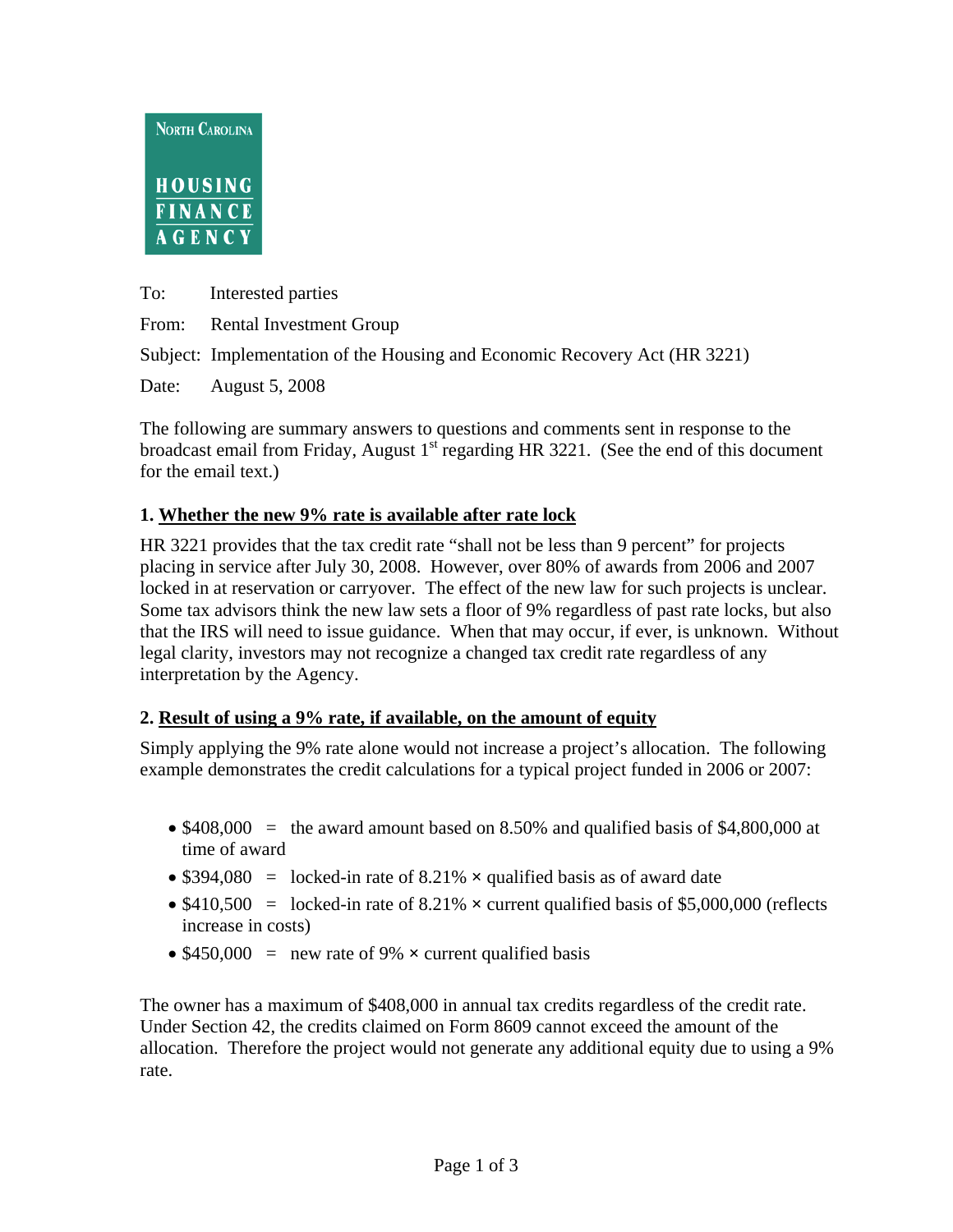NORTH CAROLINA

HOUSING
FINANCE
AGENCY

To: Interested parties

From: Rental Investment Group

Subject: Implementation of the Housing and Economic Recovery Act (HR 3221)

Date: August 5, 2008

The following are summary answers to questions and comments sent in response to the broadcast email from Friday, August 1st regarding HR 3221. (See the end of this document for the email text.)

## 1. Whether the new 9% rate is available after rate lock

HR 3221 provides that the tax credit rate "shall not be less than 9 percent" for projects placing in service after July 30, 2008. However, over 80% of awards from 2006 and 2007 locked in at reservation or carryover. The effect of the new law for such projects is unclear. Some tax advisors think the new law sets a floor of 9% regardless of past rate locks, but also that the IRS will need to issue guidance. When that may occur, if ever, is unknown. Without legal clarity, investors may not recognize a changed tax credit rate regardless of any interpretation by the Agency.

## 2. Result of using a 9% rate, if available, on the amount of equity

Simply applying the 9% rate alone would not increase a project's allocation. The following example demonstrates the credit calculations for a typical project funded in 2006 or 2007:

- \$408,000 = the award amount based on 8.50% and qualified basis of \$4,800,000 at time of award
- \$394,080 = locked-in rate of 8.21% × qualified basis as of award date
- \$410,500 = locked-in rate of 8.21% × current qualified basis of \$5,000,000 (reflects increase in costs)
- \$450,000 = new rate of 9% × current qualified basis

The owner has a maximum of \$408,000 in annual tax credits regardless of the credit rate. Under Section 42, the credits claimed on Form 8609 cannot exceed the amount of the allocation. Therefore the project would not generate any additional equity due to using a 9% rate.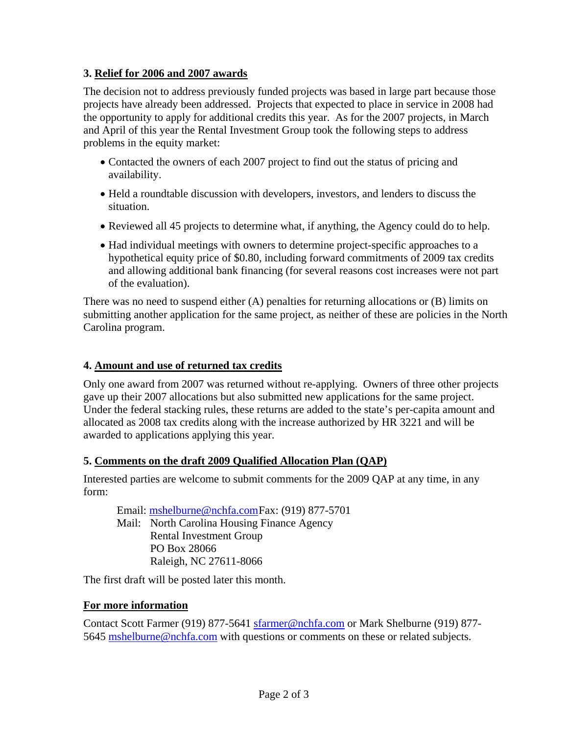### 3. Relief for 2006 and 2007 awards

The decision not to address previously funded projects was based in large part because those projects have already been addressed. Projects that expected to place in service in 2008 had the opportunity to apply for additional credits this year. As for the 2007 projects, in March and April of this year the Rental Investment Group took the following steps to address problems in the equity market:

- Contacted the owners of each 2007 project to find out the status of pricing and availability.
- Held a roundtable discussion with developers, investors, and lenders to discuss the situation.
- Reviewed all 45 projects to determine what, if anything, the Agency could do to help.
- Had individual meetings with owners to determine project-specific approaches to a hypothetical equity price of $0.80, including forward commitments of 2009 tax credits and allowing additional bank financing (for several reasons cost increases were not part of the evaluation).

There was no need to suspend either (A) penalties for returning allocations or (B) limits on submitting another application for the same project, as neither of these are policies in the North Carolina program.

### 4. Amount and use of returned tax credits

Only one award from 2007 was returned without re-applying. Owners of three other projects gave up their 2007 allocations but also submitted new applications for the same project. Under the federal stacking rules, these returns are added to the state's per-capita amount and allocated as 2008 tax credits along with the increase authorized by HR 3221 and will be awarded to applications applying this year.

### 5. Comments on the draft 2009 Qualified Allocation Plan (QAP)

Interested parties are welcome to submit comments for the 2009 QAP at any time, in any form:

Email: mshelburne@nchfa.com Fax: (919) 877-5701
Mail: North Carolina Housing Finance Agency
Rental Investment Group
PO Box 28066
Raleigh, NC 27611-8066

The first draft will be posted later this month.

### For more information

Contact Scott Farmer (919) 877-5641 sfarmer@nchfa.com or Mark Shelburne (919) 877-5645 mshelburne@nchfa.com with questions or comments on these or related subjects.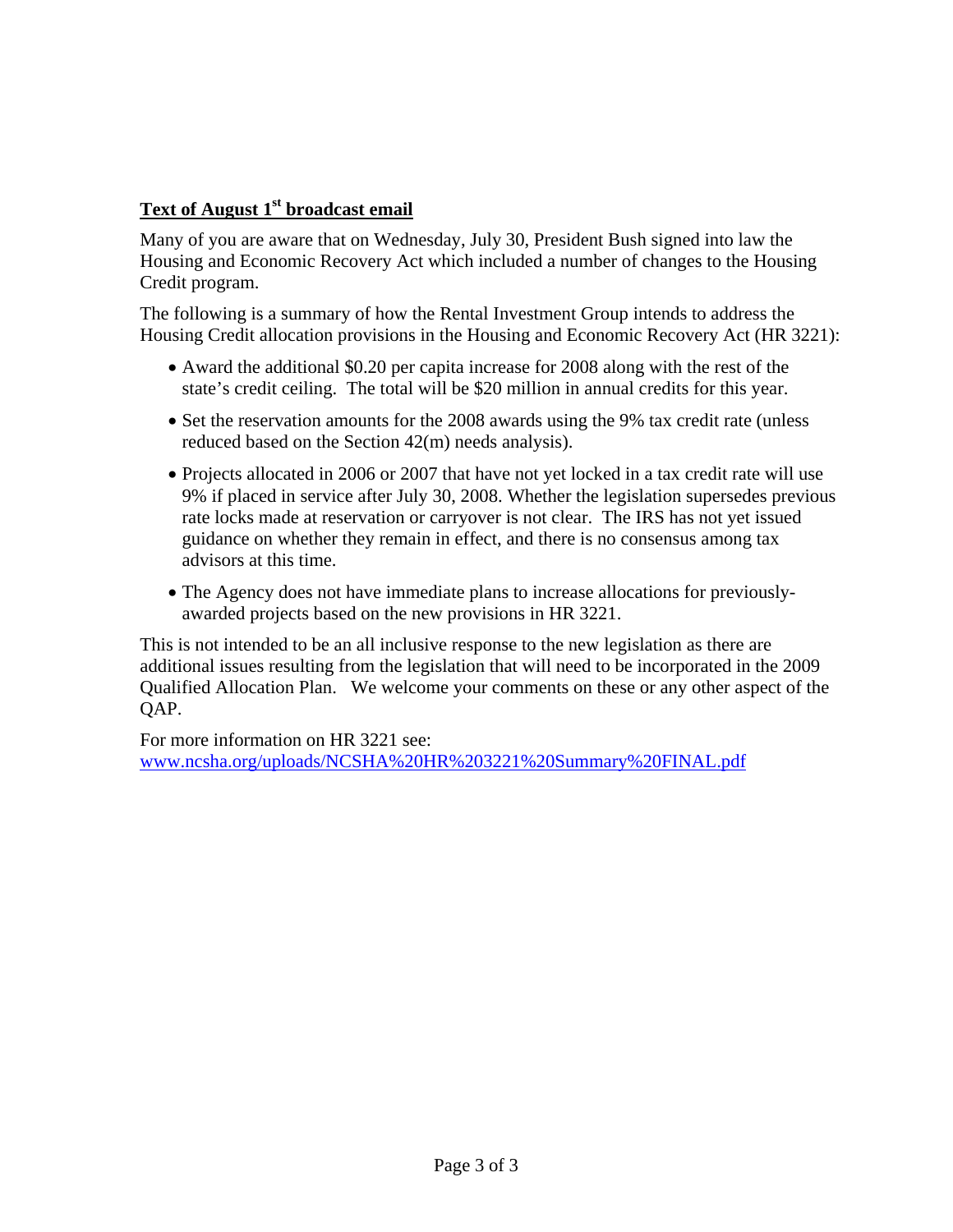**Text of August 1st broadcast email**

Many of you are aware that on Wednesday, July 30, President Bush signed into law the Housing and Economic Recovery Act which included a number of changes to the Housing Credit program.

The following is a summary of how the Rental Investment Group intends to address the Housing Credit allocation provisions in the Housing and Economic Recovery Act (HR 3221):

- Award the additional $0.20 per capita increase for 2008 along with the rest of the state's credit ceiling. The total will be $20 million in annual credits for this year.
- Set the reservation amounts for the 2008 awards using the 9% tax credit rate (unless reduced based on the Section 42(m) needs analysis).
- Projects allocated in 2006 or 2007 that have not yet locked in a tax credit rate will use 9% if placed in service after July 30, 2008. Whether the legislation supersedes previous rate locks made at reservation or carryover is not clear. The IRS has not yet issued guidance on whether they remain in effect, and there is no consensus among tax advisors at this time.
- The Agency does not have immediate plans to increase allocations for previously-awarded projects based on the new provisions in HR 3221.

This is not intended to be an all inclusive response to the new legislation as there are additional issues resulting from the legislation that will need to be incorporated in the 2009 Qualified Allocation Plan. We welcome your comments on these or any other aspect of the QAP.

For more information on HR 3221 see:
www.ncsha.org/uploads/NCSHA%20HR%203221%20Summary%20FINAL.pdf